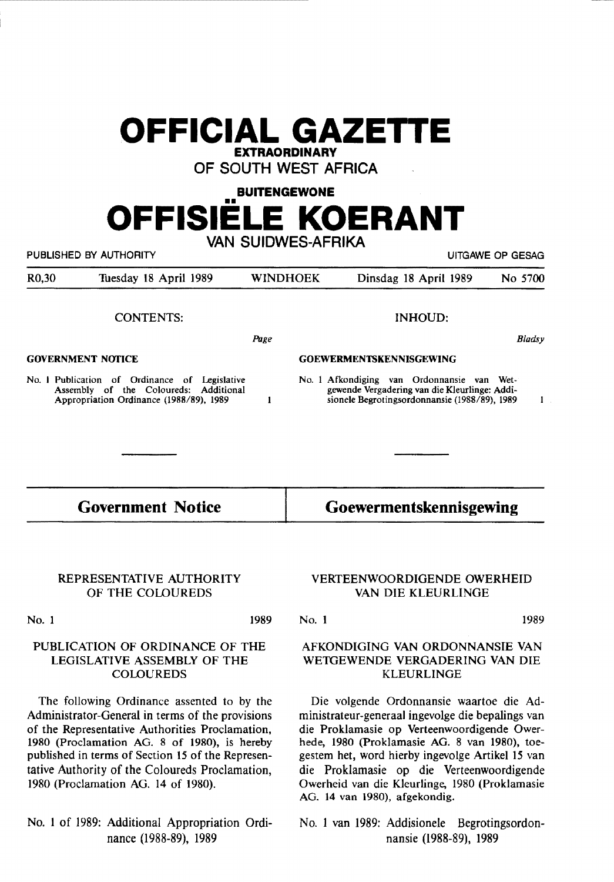# OFFICIAL GAZETTE

**EXTRAORDINARY**

**OF SOUTH WEST AFRICA**

**BUITENGEWONE**

# OFFISIËLE KOERANT

**VAN SUIDWES-AFRIKA**

PUBLISHED BY AUTHORITY — UITGAWE OP GESAG

| | | | | |
|---|---|---|---|---|
| R0,30 | Tuesday 18 April 1989 | WINDHOEK | Dinsdag 18 April 1989 | No 5700 |

CONTENTS: | INHOUD:

| | Page |
|---|---|
| **GOVERNMENT NOTICE** | |
| No. 1 Publication of Ordinance of Legislative Assembly of the Coloureds: Additional Appropriation Ordinance (1988/89), 1989 | 1 |

| | Bladsy |
|---|---|
| **GOEWERMENTSKENNISGEWING** | |
| No. 1 Afkondiging van Ordonnansie van Wetgewende Vergadering van die Kleurlinge: Addisionele Begrotingsordonnansie (1988/89), 1989 | 1 |

## Government Notice

### REPRESENTATIVE AUTHORITY OF THE COLOUREDS

No. 1 — 1989

### PUBLICATION OF ORDINANCE OF THE LEGISLATIVE ASSEMBLY OF THE COLOUREDS

The following Ordinance assented to by the Administrator-General in terms of the provisions of the Representative Authorities Proclamation, 1980 (Proclamation AG. 8 of 1980), is hereby published in terms of Section 15 of the Representative Authority of the Coloureds Proclamation, 1980 (Proclamation AG. 14 of 1980).

No. 1 of 1989: Additional Appropriation Ordinance (1988-89), 1989

## Goewermentskennisgewing

### VERTEENWOORDIGENDE OWERHEID VAN DIE KLEURLINGE

No. 1 — 1989

### AFKONDIGING VAN ORDONNANSIE VAN WETGEWENDE VERGADERING VAN DIE KLEURLINGE

Die volgende Ordonnansie waartoe die Administrateur-generaal ingevolge die bepalings van die Proklamasie op Verteenwoordigende Owerhede, 1980 (Proklamasie AG. 8 van 1980), toegestem het, word hierby ingevolge Artikel 15 van die Proklamasie op die Verteenwoordigende Owerheid van die Kleurlinge, 1980 (Proklamasie AG. 14 van 1980), afgekondig.

No. 1 van 1989: Addisionele Begrotingsordonnansie (1988-89), 1989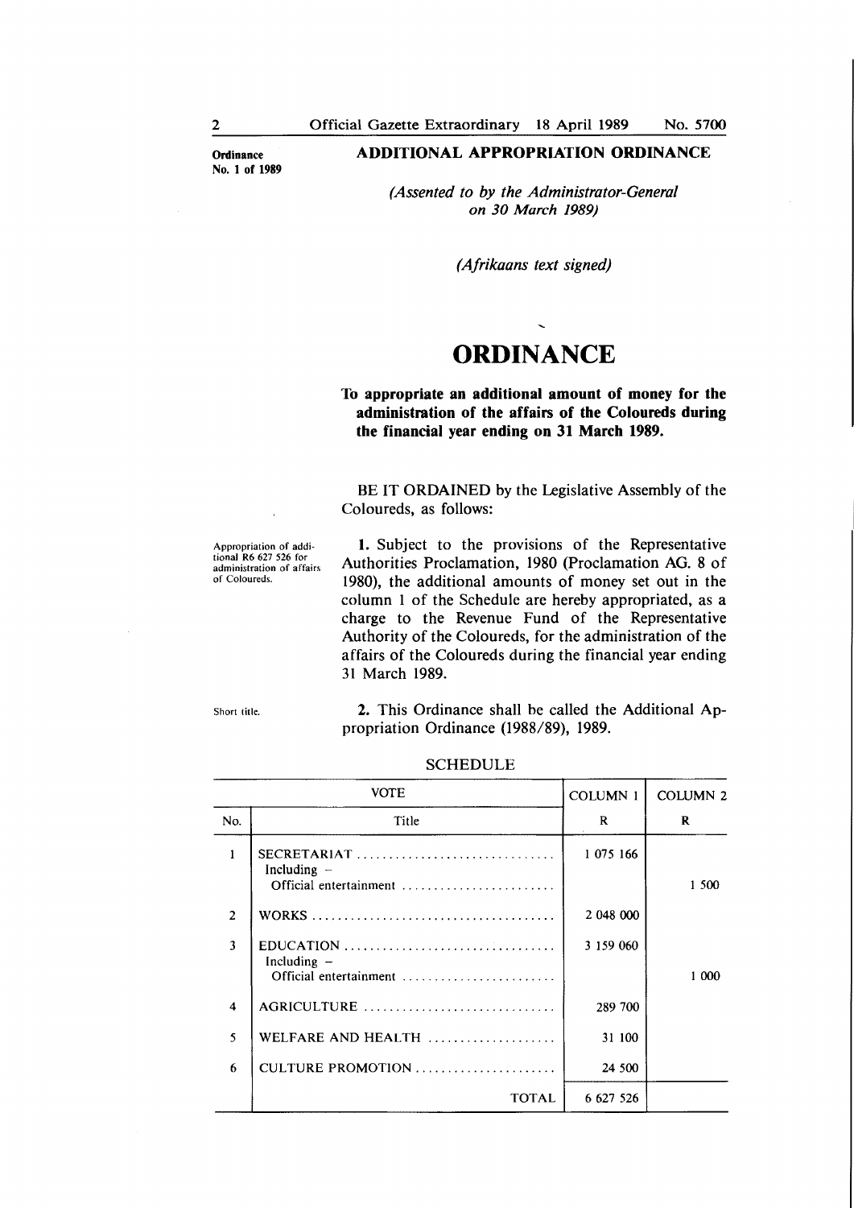**Ordinance No. 1 of 1989**

## ADDITIONAL APPROPRIATION ORDINANCE

*(Assented to by the Administrator-General on 30 March 1989)*

*(Afrikaans text signed)*

# ORDINANCE

**To appropriate an additional amount of money for the administration of the affairs of the Coloureds during the financial year ending on 31 March 1989.**

BE IT ORDAINED by the Legislative Assembly of the Coloureds, as follows:

Appropriation of additional R6 627 526 for administration of affairs of Coloureds.

**1.** Subject to the provisions of the Representative Authorities Proclamation, 1980 (Proclamation AG. 8 of 1980), the additional amounts of money set out in the column 1 of the Schedule are hereby appropriated, as a charge to the Revenue Fund of the Representative Authority of the Coloureds, for the administration of the affairs of the Coloureds during the financial year ending 31 March 1989.

Short title.

**2.** This Ordinance shall be called the Additional Appropriation Ordinance (1988/89), 1989.

SCHEDULE

| VOTE | | COLUMN 1 | COLUMN 2 |
|---|---|---|---|
| No. | Title | R | R |
| 1 | SECRETARIAT | 1 075 166 | |
| | Including – Official entertainment | | 1 500 |
| 2 | WORKS | 2 048 000 | |
| 3 | EDUCATION | 3 159 060 | |
| | Including – Official entertainment | | 1 000 |
| 4 | AGRICULTURE | 289 700 | |
| 5 | WELFARE AND HEALTH | 31 100 | |
| 6 | CULTURE PROMOTION | 24 500 | |
| | TOTAL | 6 627 526 | |